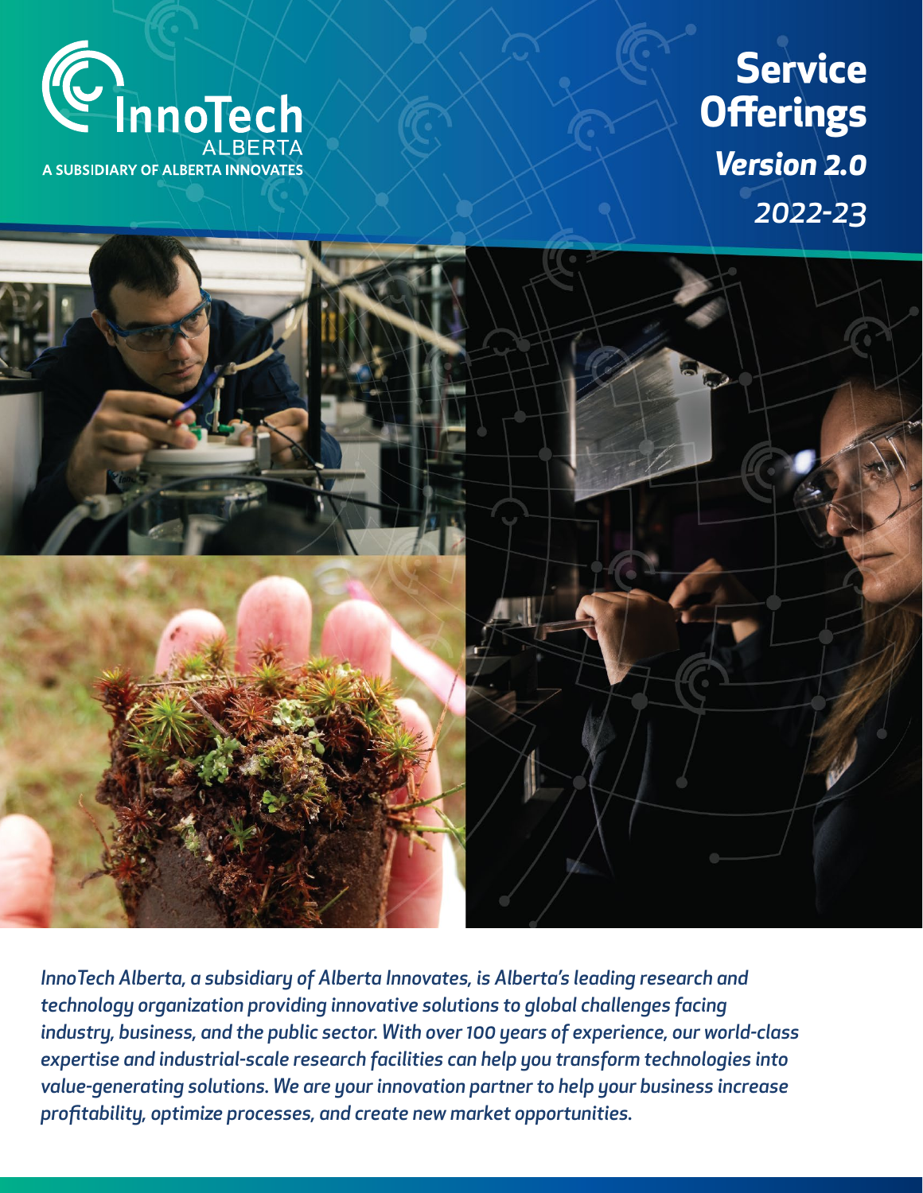InnoTech ALBERTA

A SUBSIDIARY OF ALBERTA INNOVATES

# Service Offerings

***Version 2.0***

*2022-23*

*InnoTech Alberta, a subsidiary of Alberta Innovates, is Alberta's leading research and technology organization providing innovative solutions to global challenges facing industry, business, and the public sector. With over 100 years of experience, our world-class expertise and industrial-scale research facilities can help you transform technologies into value-generating solutions. We are your innovation partner to help your business increase profitability, optimize processes, and create new market opportunities.*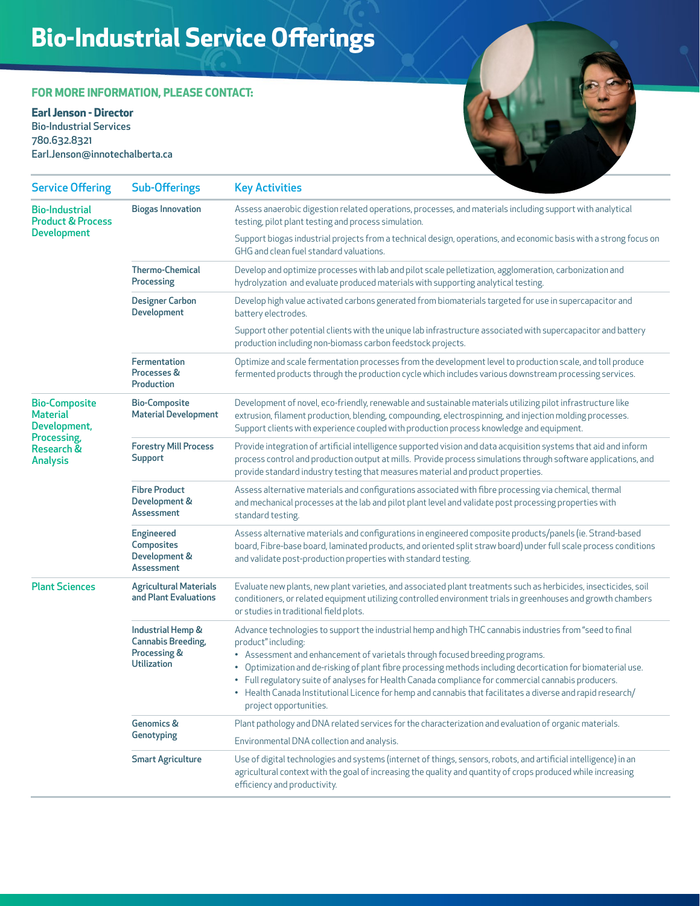# Bio-Industrial Service Offerings

**FOR MORE INFORMATION, PLEASE CONTACT:**

**Earl Jenson - Director**
Bio-Industrial Services
780.632.8321
Earl.Jenson@innotechalberta.ca

| Service Offering | Sub-Offerings | Key Activities |
|---|---|---|
| Bio-Industrial Product & Process Development | Biogas Innovation | Assess anaerobic digestion related operations, processes, and materials including support with analytical testing, pilot plant testing and process simulation.<br><br>Support biogas industrial projects from a technical design, operations, and economic basis with a strong focus on GHG and clean fuel standard valuations. |
| | Thermo-Chemical Processing | Develop and optimize processes with lab and pilot scale pelletization, agglomeration, carbonization and hydrolyzation and evaluate produced materials with supporting analytical testing. |
| | Designer Carbon Development | Develop high value activated carbons generated from biomaterials targeted for use in supercapacitor and battery electrodes.<br><br>Support other potential clients with the unique lab infrastructure associated with supercapacitor and battery production including non-biomass carbon feedstock projects. |
| | Fermentation Processes & Production | Optimize and scale fermentation processes from the development level to production scale, and toll produce fermented products through the production cycle which includes various downstream processing services. |
| Bio-Composite Material Development, Processing, Research & Analysis | Bio-Composite Material Development | Development of novel, eco-friendly, renewable and sustainable materials utilizing pilot infrastructure like extrusion, filament production, blending, compounding, electrospinning, and injection molding processes. Support clients with experience coupled with production process knowledge and equipment. |
| | Forestry Mill Process Support | Provide integration of artificial intelligence supported vision and data acquisition systems that aid and inform process control and production output at mills. Provide process simulations through software applications, and provide standard industry testing that measures material and product properties. |
| | Fibre Product Development & Assessment | Assess alternative materials and configurations associated with fibre processing via chemical, thermal and mechanical processes at the lab and pilot plant level and validate post processing properties with standard testing. |
| | Engineered Composites Development & Assessment | Assess alternative materials and configurations in engineered composite products/panels (ie. Strand-based board, Fibre-base board, laminated products, and oriented split straw board) under full scale process conditions and validate post-production properties with standard testing. |
| Plant Sciences | Agricultural Materials and Plant Evaluations | Evaluate new plants, new plant varieties, and associated plant treatments such as herbicides, insecticides, soil conditioners, or related equipment utilizing controlled environment trials in greenhouses and growth chambers or studies in traditional field plots. |
| | Industrial Hemp & Cannabis Breeding, Processing & Utilization | Advance technologies to support the industrial hemp and high THC cannabis industries from "seed to final product" including:<br>• Assessment and enhancement of varietals through focused breeding programs.<br>• Optimization and de-risking of plant fibre processing methods including decortication for biomaterial use.<br>• Full regulatory suite of analyses for Health Canada compliance for commercial cannabis producers.<br>• Health Canada Institutional Licence for hemp and cannabis that facilitates a diverse and rapid research/project opportunities. |
| | Genomics & Genotyping | Plant pathology and DNA related services for the characterization and evaluation of organic materials.<br><br>Environmental DNA collection and analysis. |
| | Smart Agriculture | Use of digital technologies and systems (internet of things, sensors, robots, and artificial intelligence) in an agricultural context with the goal of increasing the quality and quantity of crops produced while increasing efficiency and productivity. |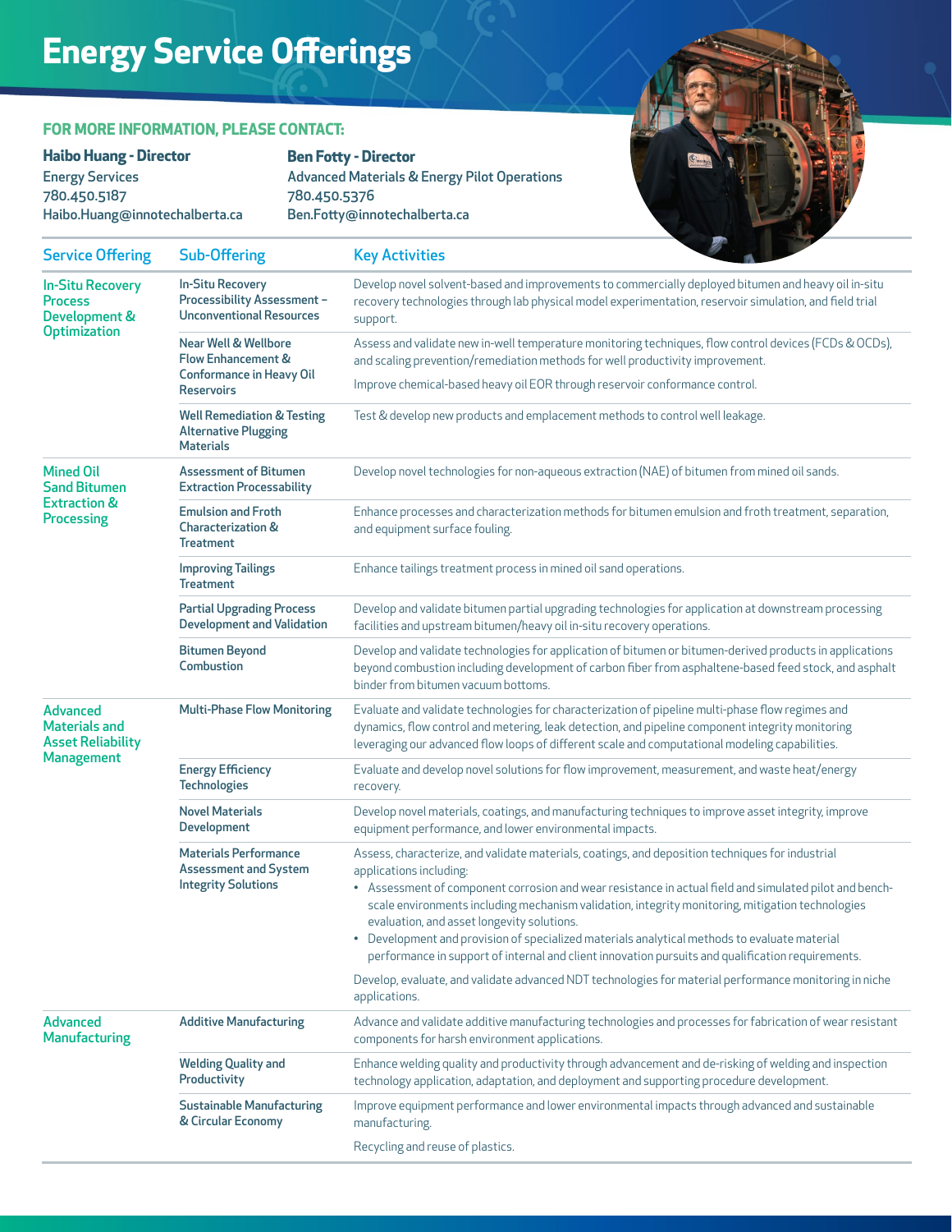# Energy Service Offerings

**FOR MORE INFORMATION, PLEASE CONTACT:**

**Haibo Huang - Director**
Energy Services
780.450.5187
Haibo.Huang@innotechalberta.ca

**Ben Fotty - Director**
Advanced Materials & Energy Pilot Operations
780.450.5376
Ben.Fotty@innotechalberta.ca

| Service Offering | Sub-Offering | Key Activities |
|---|---|---|
| **In-Situ Recovery Process Development & Optimization** | **In-Situ Recovery Processibility Assessment – Unconventional Resources** | Develop novel solvent-based and improvements to commercially deployed bitumen and heavy oil in-situ recovery technologies through lab physical model experimentation, reservoir simulation, and field trial support. |
| | **Near Well & Wellbore Flow Enhancement & Conformance in Heavy Oil Reservoirs** | Assess and validate new in-well temperature monitoring techniques, flow control devices (FCDs & OCDs), and scaling prevention/remediation methods for well productivity improvement.<br><br>Improve chemical-based heavy oil EOR through reservoir conformance control. |
| | **Well Remediation & Testing Alternative Plugging Materials** | Test & develop new products and emplacement methods to control well leakage. |
| **Mined Oil Sand Bitumen Extraction & Processing** | **Assessment of Bitumen Extraction Processability** | Develop novel technologies for non-aqueous extraction (NAE) of bitumen from mined oil sands. |
| | **Emulsion and Froth Characterization & Treatment** | Enhance processes and characterization methods for bitumen emulsion and froth treatment, separation, and equipment surface fouling. |
| | **Improving Tailings Treatment** | Enhance tailings treatment process in mined oil sand operations. |
| | **Partial Upgrading Process Development and Validation** | Develop and validate bitumen partial upgrading technologies for application at downstream processing facilities and upstream bitumen/heavy oil in-situ recovery operations. |
| | **Bitumen Beyond Combustion** | Develop and validate technologies for application of bitumen or bitumen-derived products in applications beyond combustion including development of carbon fiber from asphaltene-based feed stock, and asphalt binder from bitumen vacuum bottoms. |
| **Advanced Materials and Asset Reliability Management** | **Multi-Phase Flow Monitoring** | Evaluate and validate technologies for characterization of pipeline multi-phase flow regimes and dynamics, flow control and metering, leak detection, and pipeline component integrity monitoring leveraging our advanced flow loops of different scale and computational modeling capabilities. |
| | **Energy Efficiency Technologies** | Evaluate and develop novel solutions for flow improvement, measurement, and waste heat/energy recovery. |
| | **Novel Materials Development** | Develop novel materials, coatings, and manufacturing techniques to improve asset integrity, improve equipment performance, and lower environmental impacts. |
| | **Materials Performance Assessment and System Integrity Solutions** | Assess, characterize, and validate materials, coatings, and deposition techniques for industrial applications including:<br>• Assessment of component corrosion and wear resistance in actual field and simulated pilot and bench-scale environments including mechanism validation, integrity monitoring, mitigation technologies evaluation, and asset longevity solutions.<br>• Development and provision of specialized materials analytical methods to evaluate material performance in support of internal and client innovation pursuits and qualification requirements.<br><br>Develop, evaluate, and validate advanced NDT technologies for material performance monitoring in niche applications. |
| **Advanced Manufacturing** | **Additive Manufacturing** | Advance and validate additive manufacturing technologies and processes for fabrication of wear resistant components for harsh environment applications. |
| | **Welding Quality and Productivity** | Enhance welding quality and productivity through advancement and de-risking of welding and inspection technology application, adaptation, and deployment and supporting procedure development. |
| | **Sustainable Manufacturing & Circular Economy** | Improve equipment performance and lower environmental impacts through advanced and sustainable manufacturing.<br><br>Recycling and reuse of plastics. |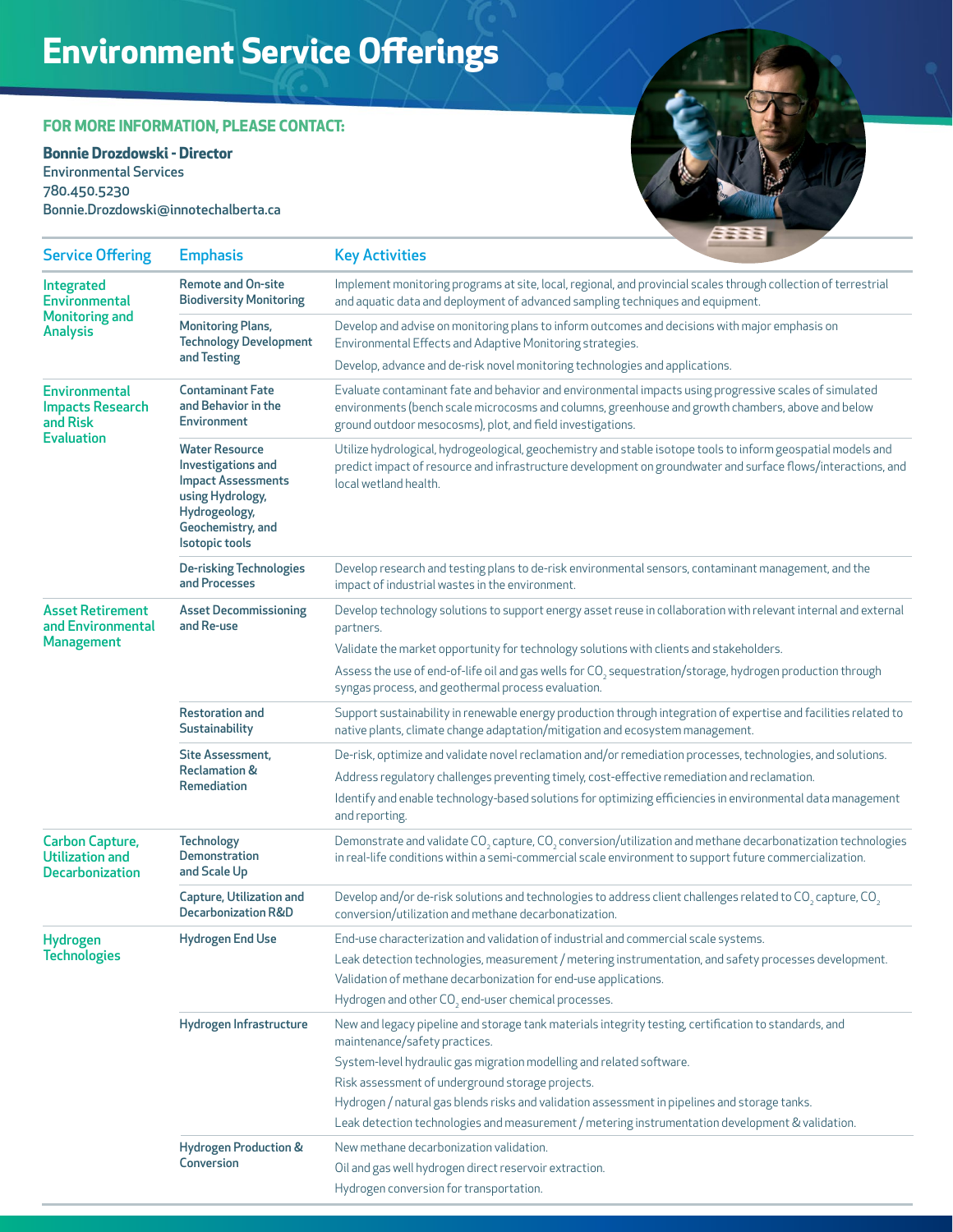# Environment Service Offerings

**FOR MORE INFORMATION, PLEASE CONTACT:**

**Bonnie Drozdowski - Director**
Environmental Services
780.450.5230
Bonnie.Drozdowski@innotechalberta.ca

| Service Offering | Emphasis | Key Activities |
|---|---|---|
| Integrated Environmental Monitoring and Analysis | Remote and On-site Biodiversity Monitoring | Implement monitoring programs at site, local, regional, and provincial scales through collection of terrestrial and aquatic data and deployment of advanced sampling techniques and equipment. |
| | Monitoring Plans, Technology Development and Testing | Develop and advise on monitoring plans to inform outcomes and decisions with major emphasis on Environmental Effects and Adaptive Monitoring strategies.<br>Develop, advance and de-risk novel monitoring technologies and applications. |
| Environmental Impacts Research and Risk Evaluation | Contaminant Fate and Behavior in the Environment | Evaluate contaminant fate and behavior and environmental impacts using progressive scales of simulated environments (bench scale microcosms and columns, greenhouse and growth chambers, above and below ground outdoor mesocosms), plot, and field investigations. |
| | Water Resource Investigations and Impact Assessments using Hydrology, Hydrogeology, Geochemistry, and Isotopic tools | Utilize hydrological, hydrogeological, geochemistry and stable isotope tools to inform geospatial models and predict impact of resource and infrastructure development on groundwater and surface flows/interactions, and local wetland health. |
| | De-risking Technologies and Processes | Develop research and testing plans to de-risk environmental sensors, contaminant management, and the impact of industrial wastes in the environment. |
| Asset Retirement and Environmental Management | Asset Decommissioning and Re-use | Develop technology solutions to support energy asset reuse in collaboration with relevant internal and external partners.<br>Validate the market opportunity for technology solutions with clients and stakeholders.<br>Assess the use of end-of-life oil and gas wells for $CO_2$ sequestration/storage, hydrogen production through syngas process, and geothermal process evaluation. |
| | Restoration and Sustainability | Support sustainability in renewable energy production through integration of expertise and facilities related to native plants, climate change adaptation/mitigation and ecosystem management. |
| | Site Assessment, Reclamation & Remediation | De-risk, optimize and validate novel reclamation and/or remediation processes, technologies, and solutions.<br>Address regulatory challenges preventing timely, cost-effective remediation and reclamation.<br>Identify and enable technology-based solutions for optimizing efficiencies in environmental data management and reporting. |
| Carbon Capture, Utilization and Decarbonization | Technology Demonstration and Scale Up | Demonstrate and validate $CO_2$ capture, $CO_2$ conversion/utilization and methane decarbonatization technologies in real-life conditions within a semi-commercial scale environment to support future commercialization. |
| | Capture, Utilization and Decarbonization R&D | Develop and/or de-risk solutions and technologies to address client challenges related to $CO_2$ capture, $CO_2$ conversion/utilization and methane decarbonatization. |
| Hydrogen Technologies | Hydrogen End Use | End-use characterization and validation of industrial and commercial scale systems.<br>Leak detection technologies, measurement / metering instrumentation, and safety processes development.<br>Validation of methane decarbonization for end-use applications.<br>Hydrogen and other $CO_2$ end-user chemical processes. |
| | Hydrogen Infrastructure | New and legacy pipeline and storage tank materials integrity testing, certification to standards, and maintenance/safety practices.<br>System-level hydraulic gas migration modelling and related software.<br>Risk assessment of underground storage projects.<br>Hydrogen / natural gas blends risks and validation assessment in pipelines and storage tanks.<br>Leak detection technologies and measurement / metering instrumentation development & validation. |
| | Hydrogen Production & Conversion | New methane decarbonization validation.<br>Oil and gas well hydrogen direct reservoir extraction.<br>Hydrogen conversion for transportation. |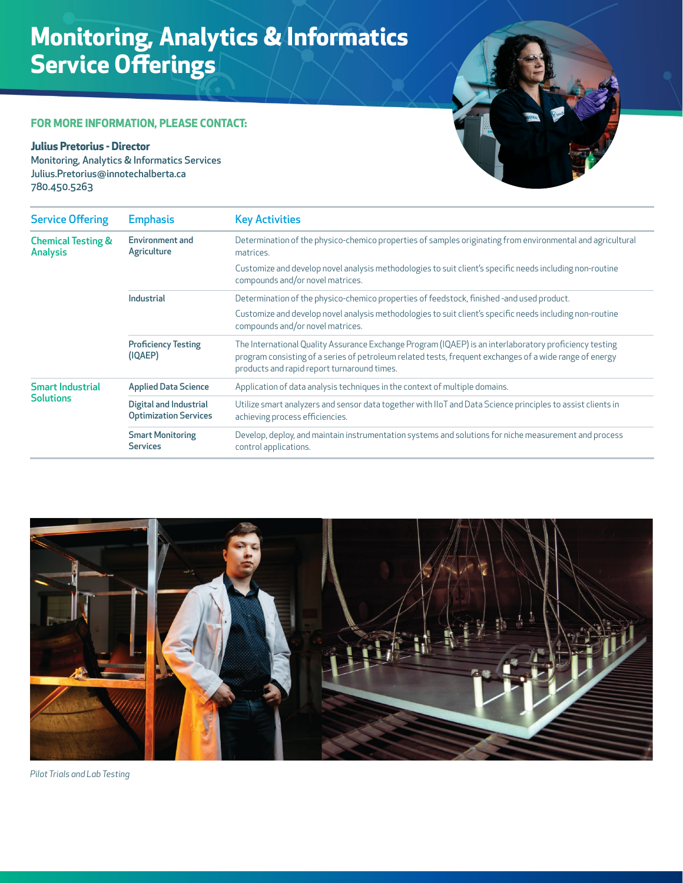# Monitoring, Analytics & Informatics Service Offerings

**FOR MORE INFORMATION, PLEASE CONTACT:**

**Julius Pretorius - Director**
Monitoring, Analytics & Informatics Services
Julius.Pretorius@innotechalberta.ca
780.450.5263

| Service Offering | Emphasis | Key Activities |
|---|---|---|
| Chemical Testing & Analysis | Environment and Agriculture | Determination of the physico-chemico properties of samples originating from environmental and agricultural matrices. Customize and develop novel analysis methodologies to suit client's specific needs including non-routine compounds and/or novel matrices. |
| | Industrial | Determination of the physico-chemico properties of feedstock, finished -and used product. Customize and develop novel analysis methodologies to suit client's specific needs including non-routine compounds and/or novel matrices. |
| | Proficiency Testing (IQAEP) | The International Quality Assurance Exchange Program (IQAEP) is an interlaboratory proficiency testing program consisting of a series of petroleum related tests, frequent exchanges of a wide range of energy products and rapid report turnaround times. |
| Smart Industrial Solutions | Applied Data Science | Application of data analysis techniques in the context of multiple domains. |
| | Digital and Industrial Optimization Services | Utilize smart analyzers and sensor data together with IIoT and Data Science principles to assist clients in achieving process efficiencies. |
| | Smart Monitoring Services | Develop, deploy, and maintain instrumentation systems and solutions for niche measurement and process control applications. |

*Pilot Trials and Lab Testing*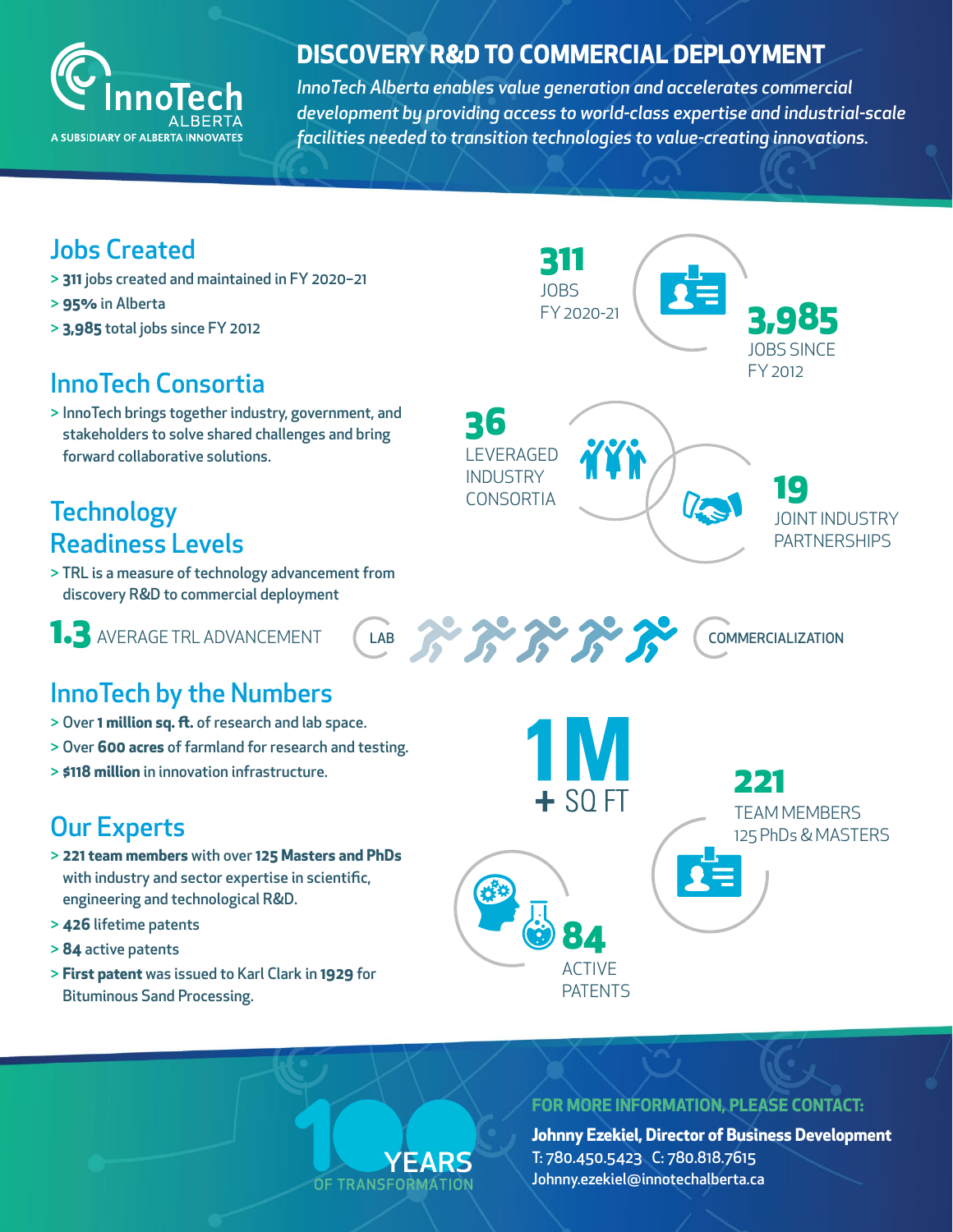InnoTech ALBERTA
A SUBSIDIARY OF ALBERTA INNOVATES

# DISCOVERY R&D TO COMMERCIAL DEPLOYMENT

*InnoTech Alberta enables value generation and accelerates commercial development by providing access to world-class expertise and industrial-scale facilities needed to transition technologies to value-creating innovations.*

## Jobs Created

- > **311** jobs created and maintained in FY 2020–21
- > **95%** in Alberta
- > **3,985** total jobs since FY 2012

311
JOBS
FY 2020-21

3,985
JOBS SINCE
FY 2012

## InnoTech Consortia

- > InnoTech brings together industry, government, and stakeholders to solve shared challenges and bring forward collaborative solutions.

36
LEVERAGED
INDUSTRY
CONSORTIA

19
JOINT INDUSTRY
PARTNERSHIPS

## Technology Readiness Levels

- > TRL is a measure of technology advancement from discovery R&D to commercial deployment

**1.3** AVERAGE TRL ADVANCEMENT

LAB
COMMERCIALIZATION

## InnoTech by the Numbers

- > Over **1 million sq. ft.** of research and lab space.
- > Over **600 acres** of farmland for research and testing.
- > **$118 million** in innovation infrastructure.

1M
+ SQ FT

## Our Experts

- > **221 team members** with over **125 Masters and PhDs** with industry and sector expertise in scientific, engineering and technological R&D.
- > **426** lifetime patents
- > **84** active patents
- > **First patent** was issued to Karl Clark in **1929** for Bituminous Sand Processing.

221
TEAM MEMBERS
125 PhDs & MASTERS

84
ACTIVE
PATENTS

100 YEARS
OF TRANSFORMATION

**FOR MORE INFORMATION, PLEASE CONTACT:**

**Johnny Ezekiel, Director of Business Development**
T: 780.450.5423 C: 780.818.7615
Johnny.ezekiel@innotechalberta.ca